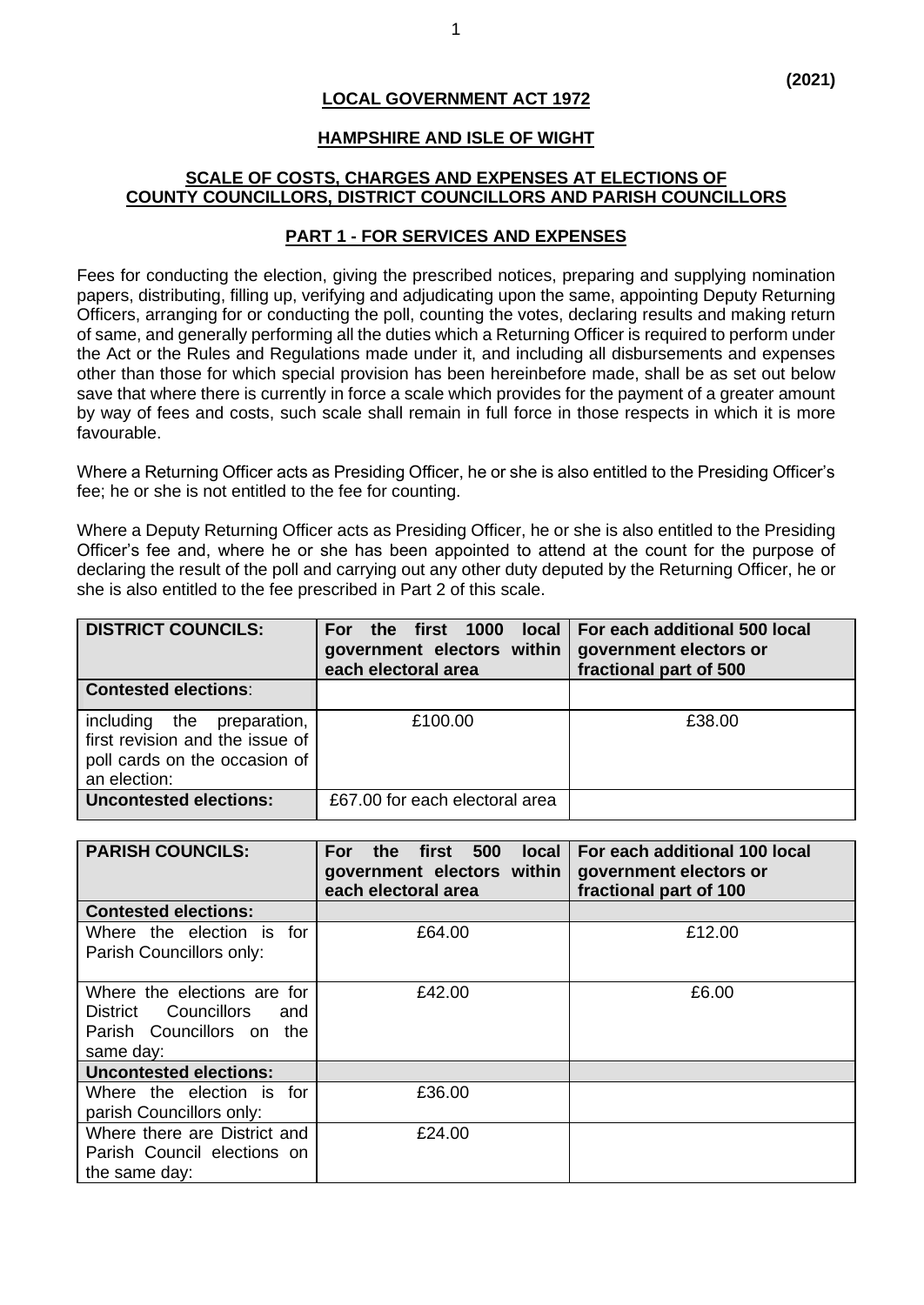**(2021)**

# LOCAL GOVERNMENT ACT 1972

## HAMPSHIRE AND ISLE OF WIGHT

## SCALE OF COSTS, CHARGES AND EXPENSES AT ELECTIONS OF COUNTY COUNCILLORS, DISTRICT COUNCILLORS AND PARISH COUNCILLORS

## PART 1 - FOR SERVICES AND EXPENSES

Fees for conducting the election, giving the prescribed notices, preparing and supplying nomination papers, distributing, filling up, verifying and adjudicating upon the same, appointing Deputy Returning Officers, arranging for or conducting the poll, counting the votes, declaring results and making return of same, and generally performing all the duties which a Returning Officer is required to perform under the Act or the Rules and Regulations made under it, and including all disbursements and expenses other than those for which special provision has been hereinbefore made, shall be as set out below save that where there is currently in force a scale which provides for the payment of a greater amount by way of fees and costs, such scale shall remain in full force in those respects in which it is more favourable.

Where a Returning Officer acts as Presiding Officer, he or she is also entitled to the Presiding Officer's fee; he or she is not entitled to the fee for counting.

Where a Deputy Returning Officer acts as Presiding Officer, he or she is also entitled to the Presiding Officer's fee and, where he or she has been appointed to attend at the count for the purpose of declaring the result of the poll and carrying out any other duty deputed by the Returning Officer, he or she is also entitled to the fee prescribed in Part 2 of this scale.

| **DISTRICT COUNCILS:** | **For the first 1000 local government electors within each electoral area** | **For each additional 500 local government electors or fractional part of 500** |
|---|---|---|
| **Contested elections**: | | |
| including the preparation, first revision and the issue of poll cards on the occasion of an election: | £100.00 | £38.00 |
| **Uncontested elections:** | £67.00 for each electoral area | |

| **PARISH COUNCILS:** | **For the first 500 local government electors within each electoral area** | **For each additional 100 local government electors or fractional part of 100** |
|---|---|---|
| **Contested elections:** | | |
| Where the election is for Parish Councillors only: | £64.00 | £12.00 |
| Where the elections are for District Councillors and Parish Councillors on the same day: | £42.00 | £6.00 |
| **Uncontested elections:** | | |
| Where the election is for parish Councillors only: | £36.00 | |
| Where there are District and Parish Council elections on the same day: | £24.00 | |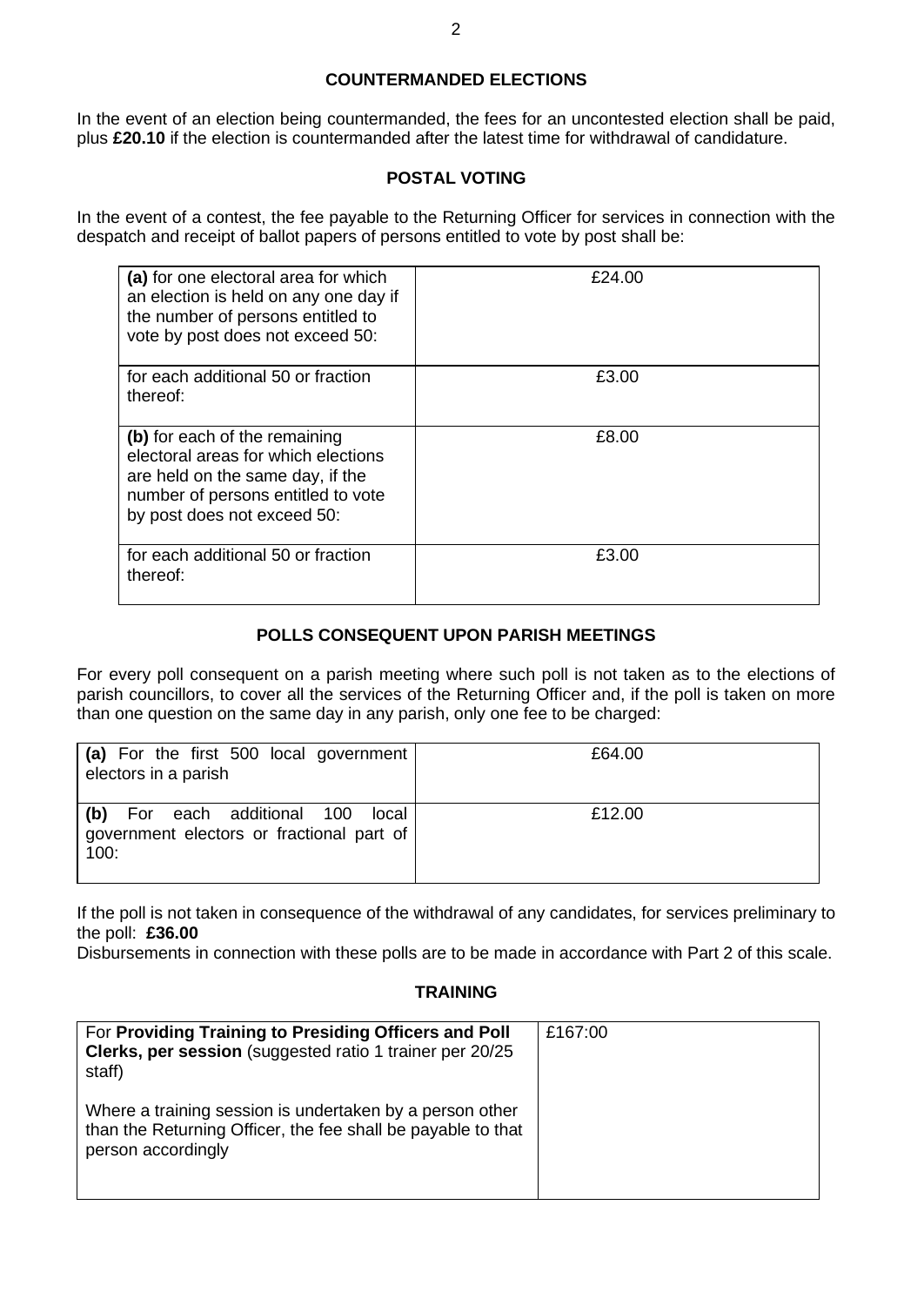## COUNTERMANDED ELECTIONS

In the event of an election being countermanded, the fees for an uncontested election shall be paid, plus **£20.10** if the election is countermanded after the latest time for withdrawal of candidature.

## POSTAL VOTING

In the event of a contest, the fee payable to the Returning Officer for services in connection with the despatch and receipt of ballot papers of persons entitled to vote by post shall be:

| | |
|---|---|
| **(a)** for one electoral area for which an election is held on any one day if the number of persons entitled to vote by post does not exceed 50: | £24.00 |
| for each additional 50 or fraction thereof: | £3.00 |
| **(b)** for each of the remaining electoral areas for which elections are held on the same day, if the number of persons entitled to vote by post does not exceed 50: | £8.00 |
| for each additional 50 or fraction thereof: | £3.00 |

## POLLS CONSEQUENT UPON PARISH MEETINGS

For every poll consequent on a parish meeting where such poll is not taken as to the elections of parish councillors, to cover all the services of the Returning Officer and, if the poll is taken on more than one question on the same day in any parish, only one fee to be charged:

| | |
|---|---|
| **(a)** For the first 500 local government electors in a parish | £64.00 |
| **(b)** For each additional 100 local government electors or fractional part of 100: | £12.00 |

If the poll is not taken in consequence of the withdrawal of any candidates, for services preliminary to the poll: **£36.00**

Disbursements in connection with these polls are to be made in accordance with Part 2 of this scale.

## TRAINING

| | |
|---|---|
| For **Providing Training to Presiding Officers and Poll Clerks, per session** (suggested ratio 1 trainer per 20/25 staff)<br><br>Where a training session is undertaken by a person other than the Returning Officer, the fee shall be payable to that person accordingly | £167:00 |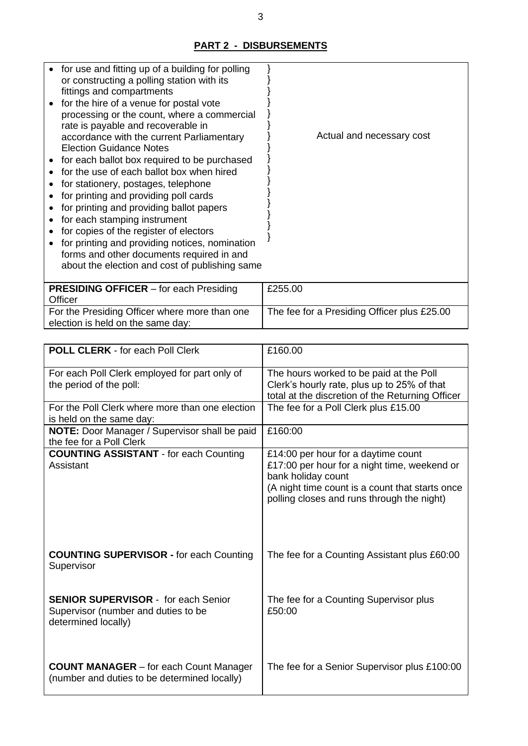## PART 2 - DISBURSEMENTS

| Item | Fee |
|---|---|
| • for use and fitting up of a building for polling or constructing a polling station with its fittings and compartments<br>• for the hire of a venue for postal vote processing or the count, where a commercial rate is payable and recoverable in accordance with the current Parliamentary Election Guidance Notes<br>• for each ballot box required to be purchased<br>• for the use of each ballot box when hired<br>• for stationery, postages, telephone<br>• for printing and providing poll cards<br>• for printing and providing ballot papers<br>• for each stamping instrument<br>• for copies of the register of electors<br>• for printing and providing notices, nomination forms and other documents required in and about the election and cost of publishing same | Actual and necessary cost |
| **PRESIDING OFFICER** – for each Presiding Officer | £255.00 |
| For the Presiding Officer where more than one election is held on the same day: | The fee for a Presiding Officer plus £25.00 |

| Role | Fee |
|---|---|
| **POLL CLERK** - for each Poll Clerk | £160.00 |
| For each Poll Clerk employed for part only of the period of the poll: | The hours worked to be paid at the Poll Clerk's hourly rate, plus up to 25% of that total at the discretion of the Returning Officer |
| For the Poll Clerk where more than one election is held on the same day: | The fee for a Poll Clerk plus £15.00 |
| **NOTE:** Door Manager / Supervisor shall be paid the fee for a Poll Clerk | £160:00 |
| **COUNTING ASSISTANT** - for each Counting Assistant | £14:00 per hour for a daytime count<br>£17:00 per hour for a night time, weekend or bank holiday count<br>(A night time count is a count that starts once polling closes and runs through the night) |
| **COUNTING SUPERVISOR -** for each Counting Supervisor | The fee for a Counting Assistant plus £60:00 |
| **SENIOR SUPERVISOR** - for each Senior Supervisor (number and duties to be determined locally) | The fee for a Counting Supervisor plus £50:00 |
| **COUNT MANAGER** – for each Count Manager (number and duties to be determined locally) | The fee for a Senior Supervisor plus £100:00 |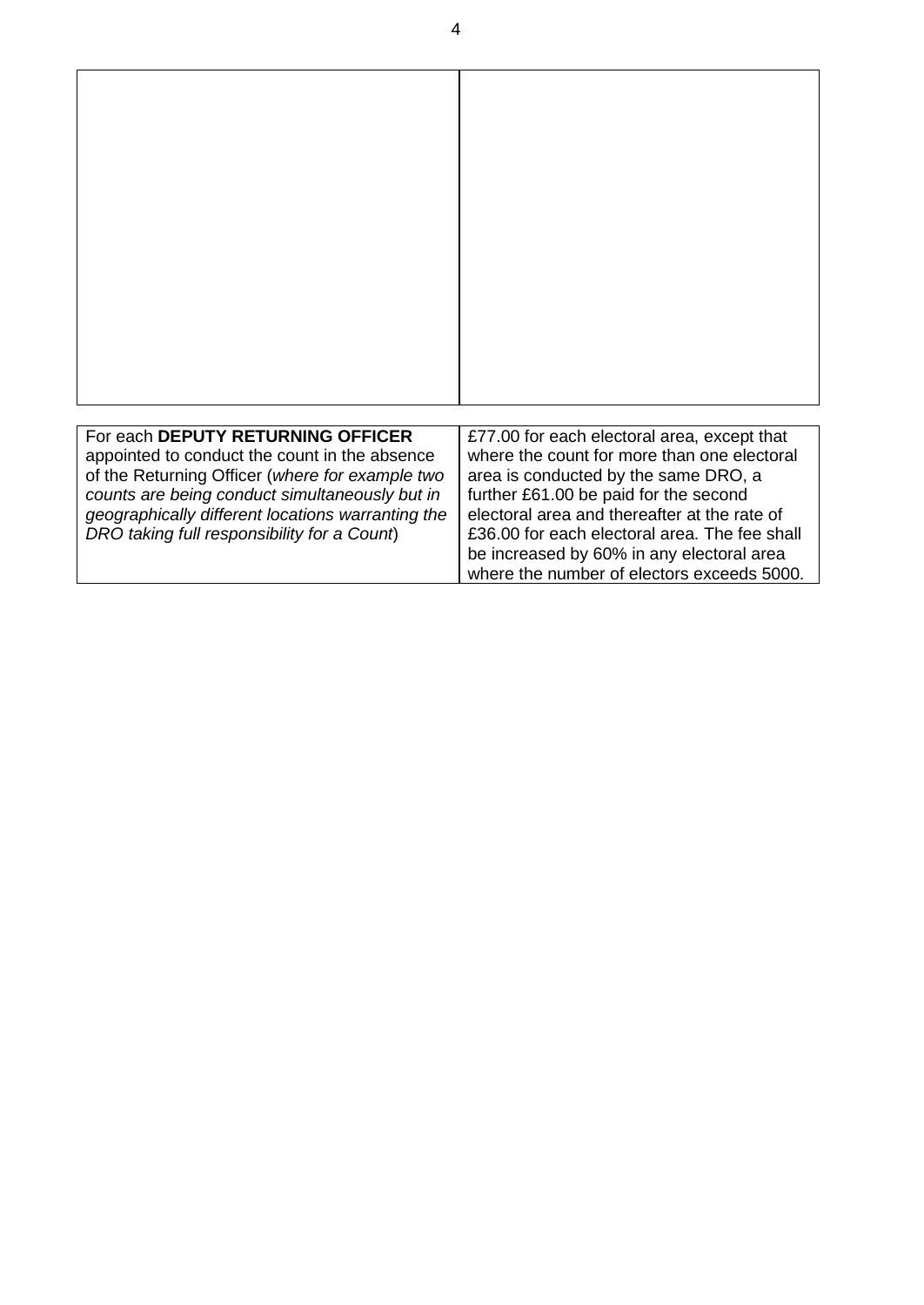| | |
|---|---|
| | |

| | |
|---|---|
| For each **DEPUTY RETURNING OFFICER** appointed to conduct the count in the absence of the Returning Officer (*where for example two counts are being conduct simultaneously but in geographically different locations warranting the DRO taking full responsibility for a Count*) | £77.00 for each electoral area, except that where the count for more than one electoral area is conducted by the same DRO, a further £61.00 be paid for the second electoral area and thereafter at the rate of £36.00 for each electoral area. The fee shall be increased by 60% in any electoral area where the number of electors exceeds 5000. |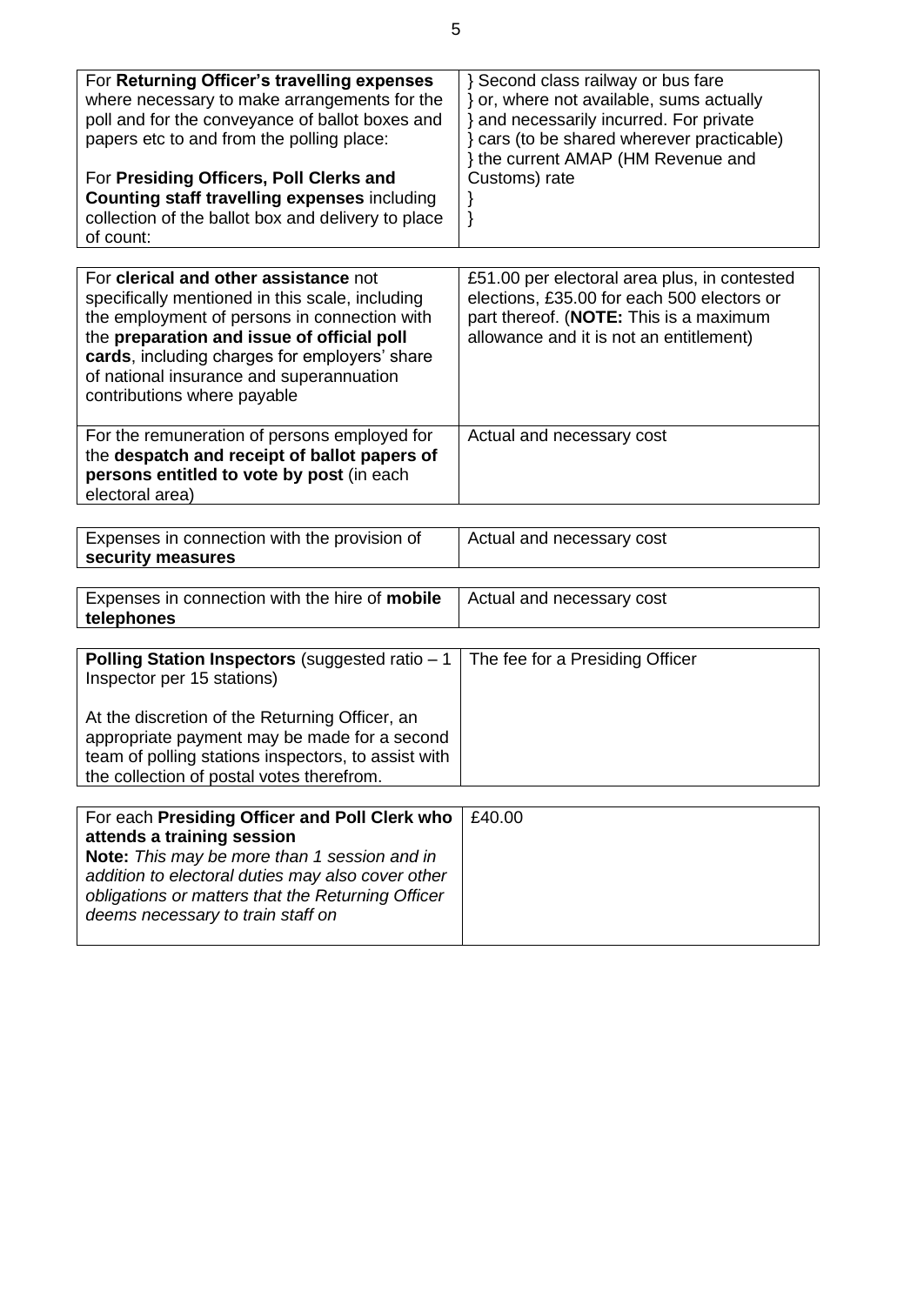| | |
|---|---|
| For **Returning Officer's travelling expenses** where necessary to make arrangements for the poll and for the conveyance of ballot boxes and papers etc to and from the polling place:<br><br>For **Presiding Officers, Poll Clerks and Counting staff travelling expenses** including collection of the ballot box and delivery to place of count: | } Second class railway or bus fare<br>} or, where not available, sums actually<br>} and necessarily incurred. For private<br>} cars (to be shared wherever practicable)<br>} the current AMAP (HM Revenue and Customs) rate<br>}<br>} |

| | |
|---|---|
| For **clerical and other assistance** not specifically mentioned in this scale, including the employment of persons in connection with the **preparation and issue of official poll cards**, including charges for employers' share of national insurance and superannuation contributions where payable | £51.00 per electoral area plus, in contested elections, £35.00 for each 500 electors or part thereof. (**NOTE:** This is a maximum allowance and it is not an entitlement) |
| For the remuneration of persons employed for the **despatch and receipt of ballot papers of persons entitled to vote by post** (in each electoral area) | Actual and necessary cost |

| | |
|---|---|
| Expenses in connection with the provision of **security measures** | Actual and necessary cost |

| | |
|---|---|
| Expenses in connection with the hire of **mobile telephones** | Actual and necessary cost |

| | |
|---|---|
| **Polling Station Inspectors** (suggested ratio – 1 Inspector per 15 stations)<br><br>At the discretion of the Returning Officer, an appropriate payment may be made for a second team of polling stations inspectors, to assist with the collection of postal votes therefrom. | The fee for a Presiding Officer |

| | |
|---|---|
| For each **Presiding Officer and Poll Clerk who attends a training session**<br>**Note:** *This may be more than 1 session and in addition to electoral duties may also cover other obligations or matters that the Returning Officer deems necessary to train staff on* | £40.00 |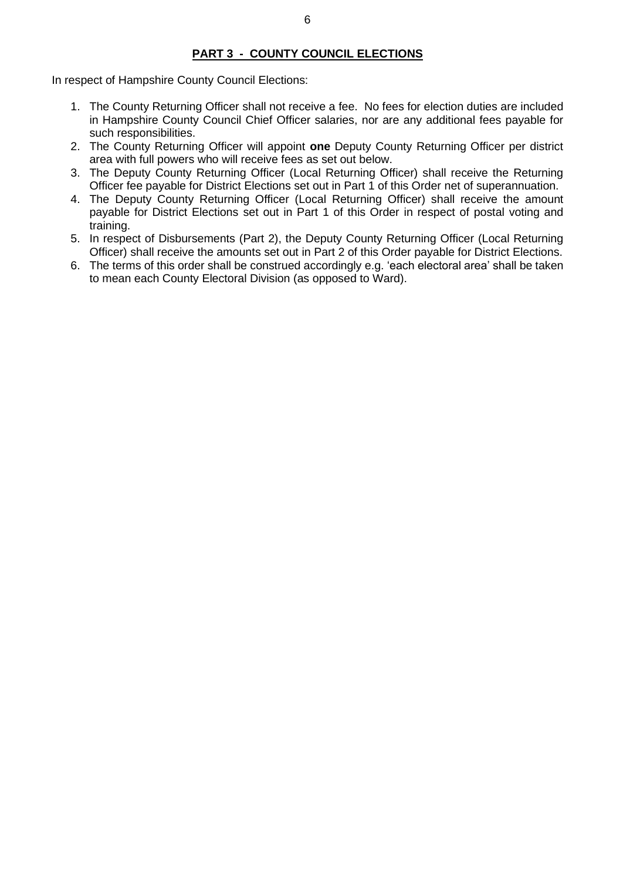## PART 3 - COUNTY COUNCIL ELECTIONS

In respect of Hampshire County Council Elections:

1. The County Returning Officer shall not receive a fee. No fees for election duties are included in Hampshire County Council Chief Officer salaries, nor are any additional fees payable for such responsibilities.
2. The County Returning Officer will appoint **one** Deputy County Returning Officer per district area with full powers who will receive fees as set out below.
3. The Deputy County Returning Officer (Local Returning Officer) shall receive the Returning Officer fee payable for District Elections set out in Part 1 of this Order net of superannuation.
4. The Deputy County Returning Officer (Local Returning Officer) shall receive the amount payable for District Elections set out in Part 1 of this Order in respect of postal voting and training.
5. In respect of Disbursements (Part 2), the Deputy County Returning Officer (Local Returning Officer) shall receive the amounts set out in Part 2 of this Order payable for District Elections.
6. The terms of this order shall be construed accordingly e.g. 'each electoral area' shall be taken to mean each County Electoral Division (as opposed to Ward).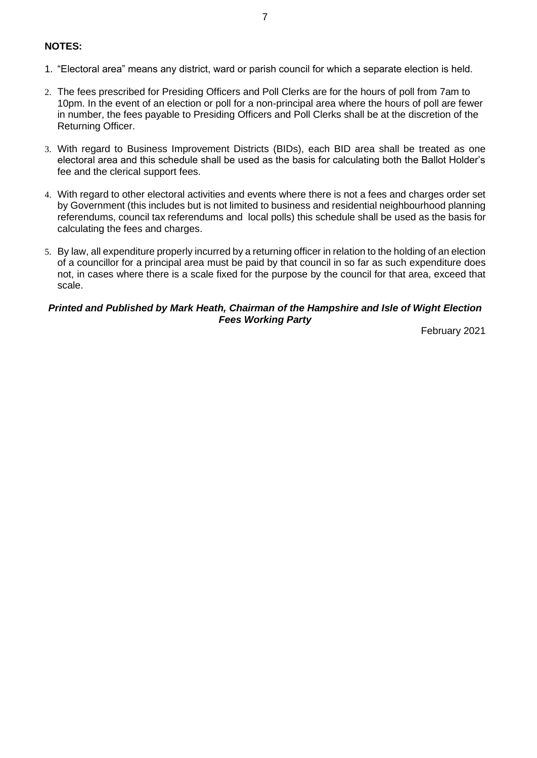**NOTES:**

1. "Electoral area" means any district, ward or parish council for which a separate election is held.
2. The fees prescribed for Presiding Officers and Poll Clerks are for the hours of poll from 7am to 10pm. In the event of an election or poll for a non-principal area where the hours of poll are fewer in number, the fees payable to Presiding Officers and Poll Clerks shall be at the discretion of the Returning Officer.
3. With regard to Business Improvement Districts (BIDs), each BID area shall be treated as one electoral area and this schedule shall be used as the basis for calculating both the Ballot Holder's fee and the clerical support fees.
4. With regard to other electoral activities and events where there is not a fees and charges order set by Government (this includes but is not limited to business and residential neighbourhood planning referendums, council tax referendums and local polls) this schedule shall be used as the basis for calculating the fees and charges.
5. By law, all expenditure properly incurred by a returning officer in relation to the holding of an election of a councillor for a principal area must be paid by that council in so far as such expenditure does not, in cases where there is a scale fixed for the purpose by the council for that area, exceed that scale.

***Printed and Published by Mark Heath, Chairman of the Hampshire and Isle of Wight Election Fees Working Party***

February 2021